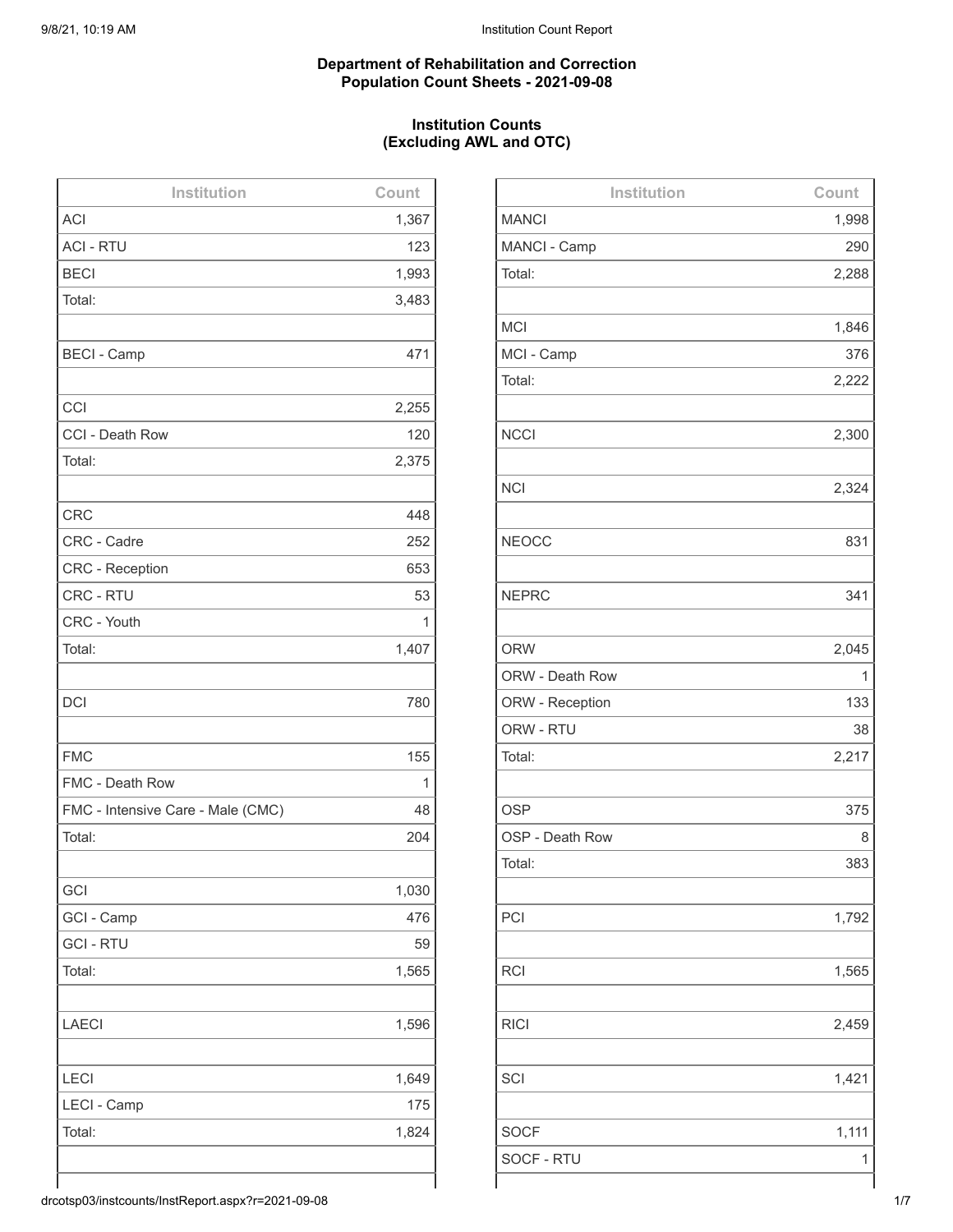## Department of Rehabilitation and Correction
## Population Count Sheets - 2021-09-08

### Institution Counts
### (Excluding AWL and OTC)

| Institution | Count |
|---|---|
| ACI | 1,367 |
| ACI - RTU | 123 |
| BECI | 1,993 |
| Total: | 3,483 |
| | |
| BECI - Camp | 471 |
| | |
| CCI | 2,255 |
| CCI - Death Row | 120 |
| Total: | 2,375 |
| | |
| CRC | 448 |
| CRC - Cadre | 252 |
| CRC - Reception | 653 |
| CRC - RTU | 53 |
| CRC - Youth | 1 |
| Total: | 1,407 |
| | |
| DCI | 780 |
| | |
| FMC | 155 |
| FMC - Death Row | 1 |
| FMC - Intensive Care - Male (CMC) | 48 |
| Total: | 204 |
| | |
| GCI | 1,030 |
| GCI - Camp | 476 |
| GCI - RTU | 59 |
| Total: | 1,565 |
| | |
| LAECI | 1,596 |
| | |
| LECI | 1,649 |
| LECI - Camp | 175 |
| Total: | 1,824 |

| Institution | Count |
|---|---|
| MANCI | 1,998 |
| MANCI - Camp | 290 |
| Total: | 2,288 |
| | |
| MCI | 1,846 |
| MCI - Camp | 376 |
| Total: | 2,222 |
| | |
| NCCI | 2,300 |
| | |
| NCI | 2,324 |
| | |
| NEOCC | 831 |
| | |
| NEPRC | 341 |
| | |
| ORW | 2,045 |
| ORW - Death Row | 1 |
| ORW - Reception | 133 |
| ORW - RTU | 38 |
| Total: | 2,217 |
| | |
| OSP | 375 |
| OSP - Death Row | 8 |
| Total: | 383 |
| | |
| PCI | 1,792 |
| | |
| RCI | 1,565 |
| | |
| RICI | 2,459 |
| | |
| SCI | 1,421 |
| | |
| SOCF | 1,111 |
| SOCF - RTU | 1 |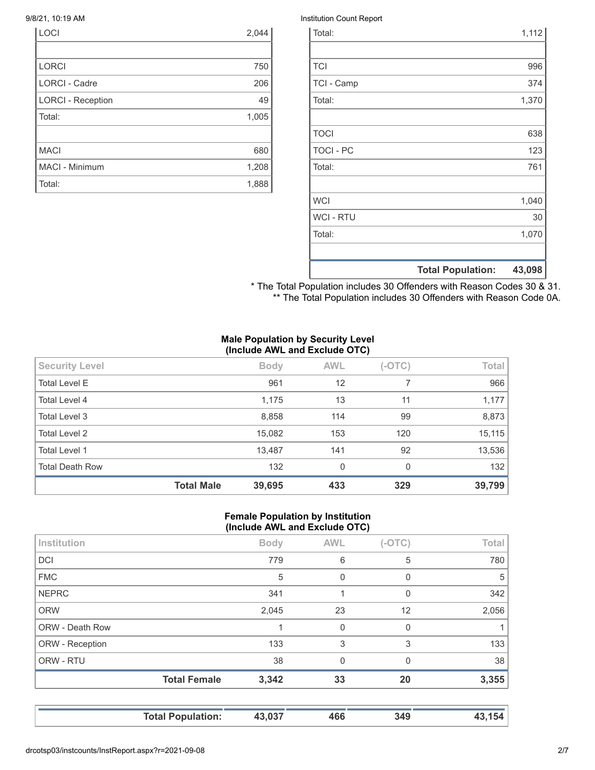| | |
|---|---|
| LOCI | 2,044 |
| | |
| LORCI | 750 |
| LORCI - Cadre | 206 |
| LORCI - Reception | 49 |
| Total: | 1,005 |
| | |
| MACI | 680 |
| MACI - Minimum | 1,208 |
| Total: | 1,888 |

| | |
|---|---|
| Total: | 1,112 |
| | |
| TCI | 996 |
| TCI - Camp | 374 |
| Total: | 1,370 |
| | |
| TOCI | 638 |
| TOCI - PC | 123 |
| Total: | 761 |
| | |
| WCI | 1,040 |
| WCI - RTU | 30 |
| Total: | 1,070 |
| | |
| **Total Population:** | **43,098** |

* The Total Population includes 30 Offenders with Reason Codes 30 & 31.
** The Total Population includes 30 Offenders with Reason Code 0A.

**Male Population by Security Level (Include AWL and Exclude OTC)**

| Security Level | Body | AWL | (-OTC) | Total |
|---|---|---|---|---|
| Total Level E | 961 | 12 | 7 | 966 |
| Total Level 4 | 1,175 | 13 | 11 | 1,177 |
| Total Level 3 | 8,858 | 114 | 99 | 8,873 |
| Total Level 2 | 15,082 | 153 | 120 | 15,115 |
| Total Level 1 | 13,487 | 141 | 92 | 13,536 |
| Total Death Row | 132 | 0 | 0 | 132 |
| **Total Male** | **39,695** | **433** | **329** | **39,799** |

**Female Population by Institution (Include AWL and Exclude OTC)**

| Institution | Body | AWL | (-OTC) | Total |
|---|---|---|---|---|
| DCI | 779 | 6 | 5 | 780 |
| FMC | 5 | 0 | 0 | 5 |
| NEPRC | 341 | 1 | 0 | 342 |
| ORW | 2,045 | 23 | 12 | 2,056 |
| ORW - Death Row | 1 | 0 | 0 | 1 |
| ORW - Reception | 133 | 3 | 3 | 133 |
| ORW - RTU | 38 | 0 | 0 | 38 |
| **Total Female** | **3,342** | **33** | **20** | **3,355** |

| | | | | |
|---|---|---|---|---|
| **Total Population:** | **43,037** | **466** | **349** | **43,154** |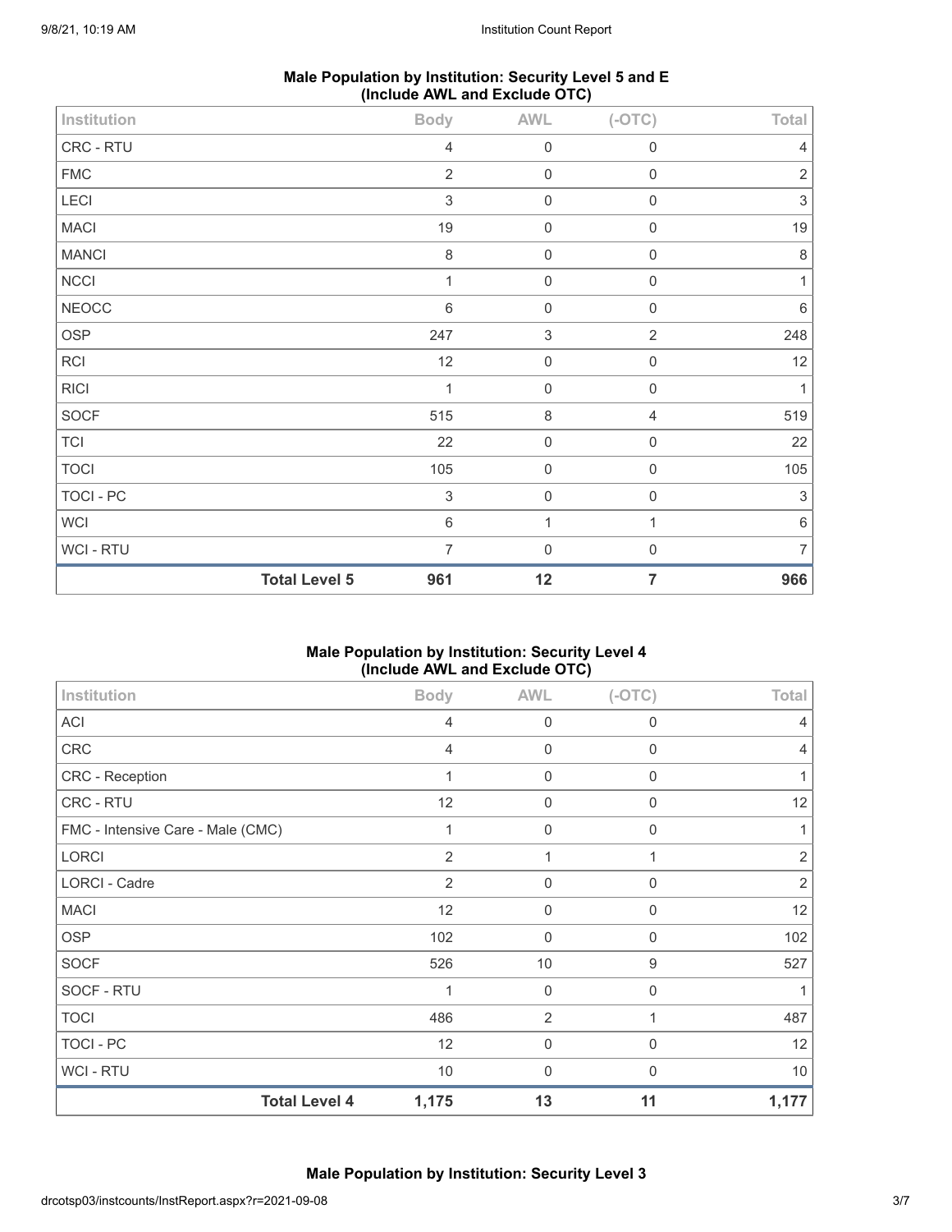### Male Population by Institution: Security Level 5 and E (Include AWL and Exclude OTC)

| Institution | Body | AWL | (-OTC) | Total |
|---|---|---|---|---|
| CRC - RTU | 4 | 0 | 0 | 4 |
| FMC | 2 | 0 | 0 | 2 |
| LECI | 3 | 0 | 0 | 3 |
| MACI | 19 | 0 | 0 | 19 |
| MANCI | 8 | 0 | 0 | 8 |
| NCCI | 1 | 0 | 0 | 1 |
| NEOCC | 6 | 0 | 0 | 6 |
| OSP | 247 | 3 | 2 | 248 |
| RCI | 12 | 0 | 0 | 12 |
| RICI | 1 | 0 | 0 | 1 |
| SOCF | 515 | 8 | 4 | 519 |
| TCI | 22 | 0 | 0 | 22 |
| TOCI | 105 | 0 | 0 | 105 |
| TOCI - PC | 3 | 0 | 0 | 3 |
| WCI | 6 | 1 | 1 | 6 |
| WCI - RTU | 7 | 0 | 0 | 7 |
| **Total Level 5** | **961** | **12** | **7** | **966** |

### Male Population by Institution: Security Level 4 (Include AWL and Exclude OTC)

| Institution | Body | AWL | (-OTC) | Total |
|---|---|---|---|---|
| ACI | 4 | 0 | 0 | 4 |
| CRC | 4 | 0 | 0 | 4 |
| CRC - Reception | 1 | 0 | 0 | 1 |
| CRC - RTU | 12 | 0 | 0 | 12 |
| FMC - Intensive Care - Male (CMC) | 1 | 0 | 0 | 1 |
| LORCI | 2 | 1 | 1 | 2 |
| LORCI - Cadre | 2 | 0 | 0 | 2 |
| MACI | 12 | 0 | 0 | 12 |
| OSP | 102 | 0 | 0 | 102 |
| SOCF | 526 | 10 | 9 | 527 |
| SOCF - RTU | 1 | 0 | 0 | 1 |
| TOCI | 486 | 2 | 1 | 487 |
| TOCI - PC | 12 | 0 | 0 | 12 |
| WCI - RTU | 10 | 0 | 0 | 10 |
| **Total Level 4** | **1,175** | **13** | **11** | **1,177** |

### Male Population by Institution: Security Level 3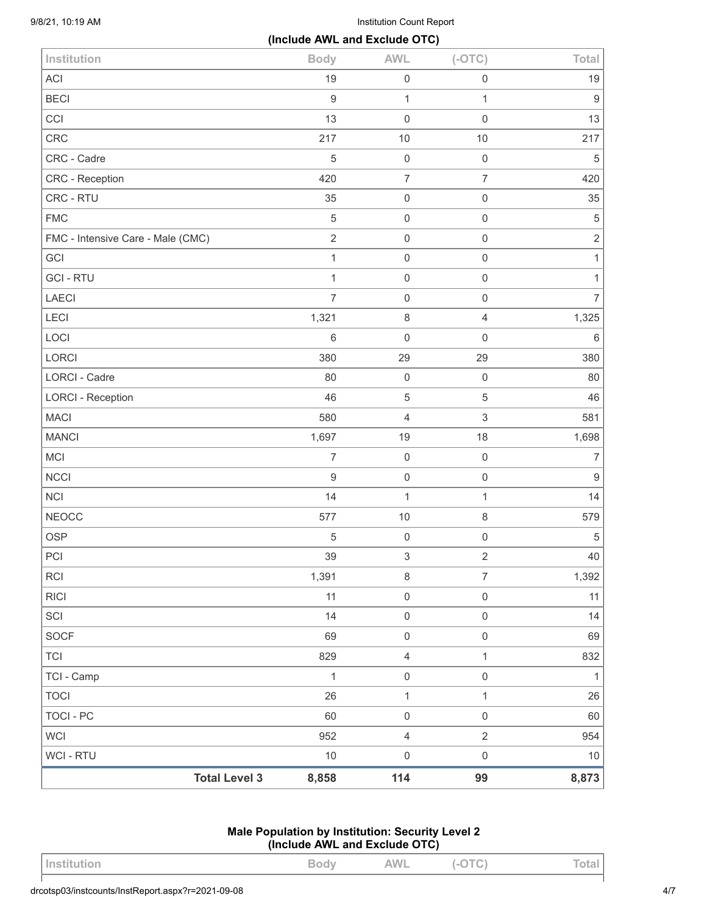**(Include AWL and Exclude OTC)**

| Institution | Body | AWL | (-OTC) | Total |
|---|---|---|---|---|
| ACI | 19 | 0 | 0 | 19 |
| BECI | 9 | 1 | 1 | 9 |
| CCI | 13 | 0 | 0 | 13 |
| CRC | 217 | 10 | 10 | 217 |
| CRC - Cadre | 5 | 0 | 0 | 5 |
| CRC - Reception | 420 | 7 | 7 | 420 |
| CRC - RTU | 35 | 0 | 0 | 35 |
| FMC | 5 | 0 | 0 | 5 |
| FMC - Intensive Care - Male (CMC) | 2 | 0 | 0 | 2 |
| GCI | 1 | 0 | 0 | 1 |
| GCI - RTU | 1 | 0 | 0 | 1 |
| LAECI | 7 | 0 | 0 | 7 |
| LECI | 1,321 | 8 | 4 | 1,325 |
| LOCI | 6 | 0 | 0 | 6 |
| LORCI | 380 | 29 | 29 | 380 |
| LORCI - Cadre | 80 | 0 | 0 | 80 |
| LORCI - Reception | 46 | 5 | 5 | 46 |
| MACI | 580 | 4 | 3 | 581 |
| MANCI | 1,697 | 19 | 18 | 1,698 |
| MCI | 7 | 0 | 0 | 7 |
| NCCI | 9 | 0 | 0 | 9 |
| NCI | 14 | 1 | 1 | 14 |
| NEOCC | 577 | 10 | 8 | 579 |
| OSP | 5 | 0 | 0 | 5 |
| PCI | 39 | 3 | 2 | 40 |
| RCI | 1,391 | 8 | 7 | 1,392 |
| RICI | 11 | 0 | 0 | 11 |
| SCI | 14 | 0 | 0 | 14 |
| SOCF | 69 | 0 | 0 | 69 |
| TCI | 829 | 4 | 1 | 832 |
| TCI - Camp | 1 | 0 | 0 | 1 |
| TOCI | 26 | 1 | 1 | 26 |
| TOCI - PC | 60 | 0 | 0 | 60 |
| WCI | 952 | 4 | 2 | 954 |
| WCI - RTU | 10 | 0 | 0 | 10 |
| **Total Level 3** | **8,858** | **114** | **99** | **8,873** |

**Male Population by Institution: Security Level 2**
**(Include AWL and Exclude OTC)**

| Institution | Body | AWL | (-OTC) | Total |
|---|---|---|---|---|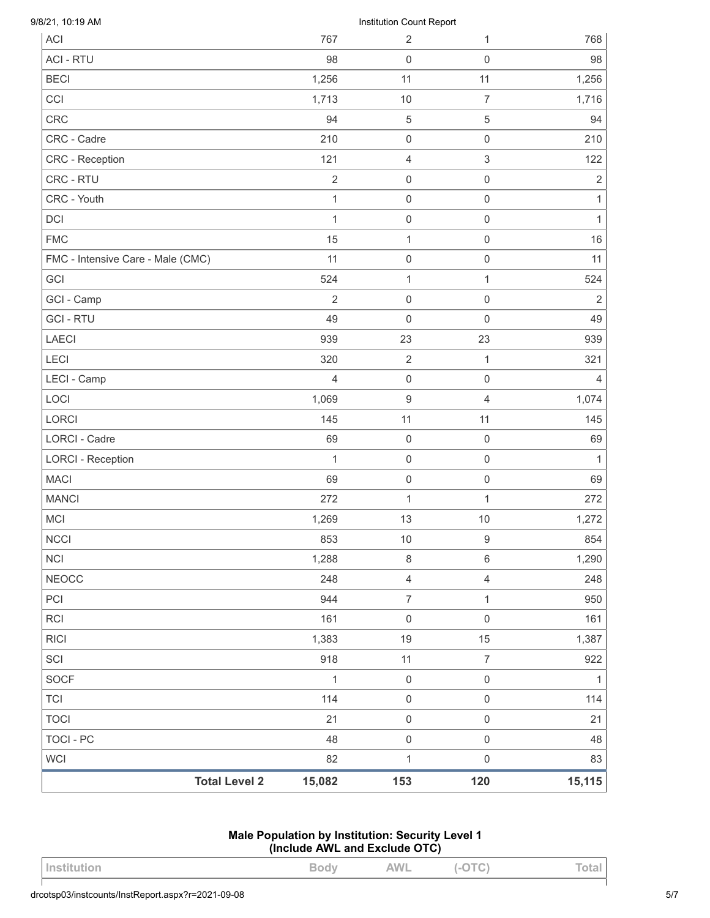| | Body | AWL | (-OTC) | Total |
|---|---|---|---|---|
| ACI | 767 | 2 | 1 | 768 |
| ACI - RTU | 98 | 0 | 0 | 98 |
| BECI | 1,256 | 11 | 11 | 1,256 |
| CCI | 1,713 | 10 | 7 | 1,716 |
| CRC | 94 | 5 | 5 | 94 |
| CRC - Cadre | 210 | 0 | 0 | 210 |
| CRC - Reception | 121 | 4 | 3 | 122 |
| CRC - RTU | 2 | 0 | 0 | 2 |
| CRC - Youth | 1 | 0 | 0 | 1 |
| DCI | 1 | 0 | 0 | 1 |
| FMC | 15 | 1 | 0 | 16 |
| FMC - Intensive Care - Male (CMC) | 11 | 0 | 0 | 11 |
| GCI | 524 | 1 | 1 | 524 |
| GCI - Camp | 2 | 0 | 0 | 2 |
| GCI - RTU | 49 | 0 | 0 | 49 |
| LAECI | 939 | 23 | 23 | 939 |
| LECI | 320 | 2 | 1 | 321 |
| LECI - Camp | 4 | 0 | 0 | 4 |
| LOCI | 1,069 | 9 | 4 | 1,074 |
| LORCI | 145 | 11 | 11 | 145 |
| LORCI - Cadre | 69 | 0 | 0 | 69 |
| LORCI - Reception | 1 | 0 | 0 | 1 |
| MACI | 69 | 0 | 0 | 69 |
| MANCI | 272 | 1 | 1 | 272 |
| MCI | 1,269 | 13 | 10 | 1,272 |
| NCCI | 853 | 10 | 9 | 854 |
| NCI | 1,288 | 8 | 6 | 1,290 |
| NEOCC | 248 | 4 | 4 | 248 |
| PCI | 944 | 7 | 1 | 950 |
| RCI | 161 | 0 | 0 | 161 |
| RICI | 1,383 | 19 | 15 | 1,387 |
| SCI | 918 | 11 | 7 | 922 |
| SOCF | 1 | 0 | 0 | 1 |
| TCI | 114 | 0 | 0 | 114 |
| TOCI | 21 | 0 | 0 | 21 |
| TOCI - PC | 48 | 0 | 0 | 48 |
| WCI | 82 | 1 | 0 | 83 |
| **Total Level 2** | **15,082** | **153** | **120** | **15,115** |

**Male Population by Institution: Security Level 1 (Include AWL and Exclude OTC)**

| Institution | Body | AWL | (-OTC) | Total |
|---|---|---|---|---|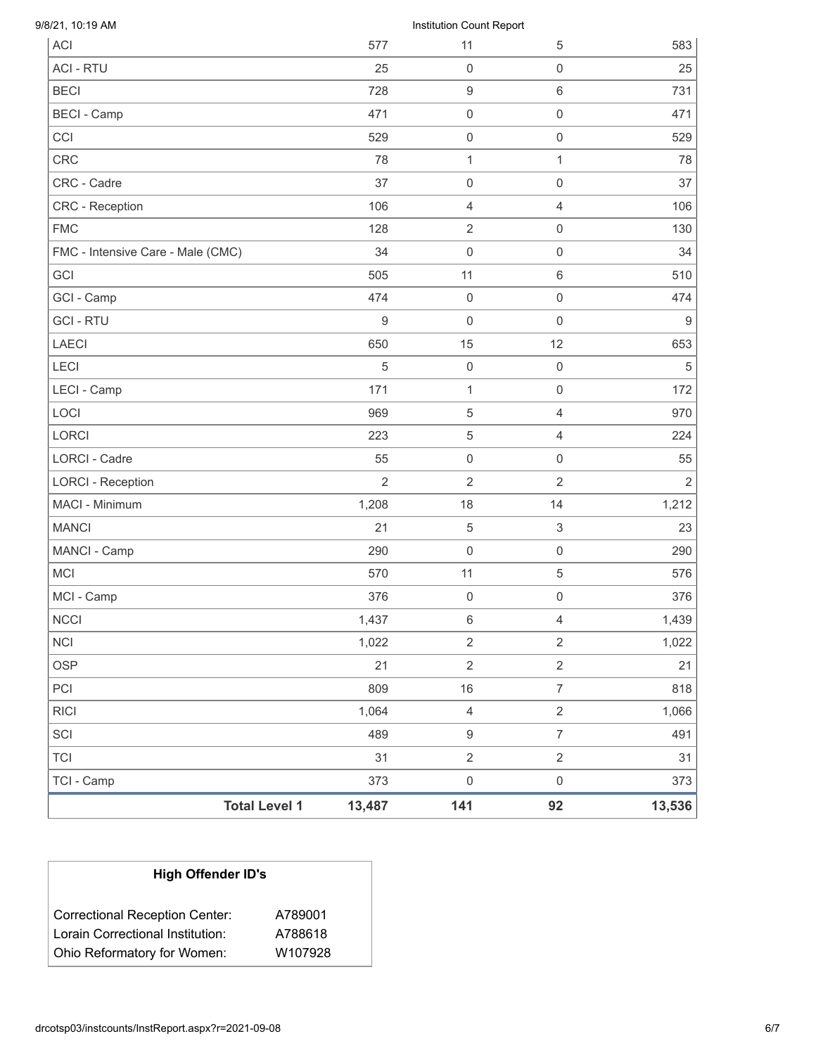| | | | | |
|---|---|---|---|---|
| ACI | 577 | 11 | 5 | 583 |
| ACI - RTU | 25 | 0 | 0 | 25 |
| BECI | 728 | 9 | 6 | 731 |
| BECI - Camp | 471 | 0 | 0 | 471 |
| CCI | 529 | 0 | 0 | 529 |
| CRC | 78 | 1 | 1 | 78 |
| CRC - Cadre | 37 | 0 | 0 | 37 |
| CRC - Reception | 106 | 4 | 4 | 106 |
| FMC | 128 | 2 | 0 | 130 |
| FMC - Intensive Care - Male (CMC) | 34 | 0 | 0 | 34 |
| GCI | 505 | 11 | 6 | 510 |
| GCI - Camp | 474 | 0 | 0 | 474 |
| GCI - RTU | 9 | 0 | 0 | 9 |
| LAECI | 650 | 15 | 12 | 653 |
| LECI | 5 | 0 | 0 | 5 |
| LECI - Camp | 171 | 1 | 0 | 172 |
| LOCI | 969 | 5 | 4 | 970 |
| LORCI | 223 | 5 | 4 | 224 |
| LORCI - Cadre | 55 | 0 | 0 | 55 |
| LORCI - Reception | 2 | 2 | 2 | 2 |
| MACI - Minimum | 1,208 | 18 | 14 | 1,212 |
| MANCI | 21 | 5 | 3 | 23 |
| MANCI - Camp | 290 | 0 | 0 | 290 |
| MCI | 570 | 11 | 5 | 576 |
| MCI - Camp | 376 | 0 | 0 | 376 |
| NCCI | 1,437 | 6 | 4 | 1,439 |
| NCI | 1,022 | 2 | 2 | 1,022 |
| OSP | 21 | 2 | 2 | 21 |
| PCI | 809 | 16 | 7 | 818 |
| RICI | 1,064 | 4 | 2 | 1,066 |
| SCI | 489 | 9 | 7 | 491 |
| TCI | 31 | 2 | 2 | 31 |
| TCI - Camp | 373 | 0 | 0 | 373 |
| **Total Level 1** | **13,487** | **141** | **92** | **13,536** |

| **High Offender ID's** | |
|---|---|
| Correctional Reception Center: | A789001 |
| Lorain Correctional Institution: | A788618 |
| Ohio Reformatory for Women: | W107928 |